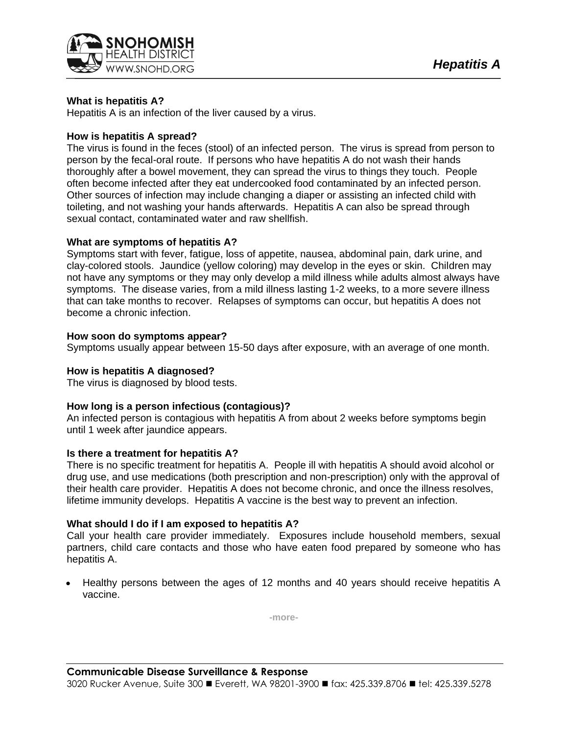# Hepatitis A

**What is hepatitis A?**

Hepatitis A is an infection of the liver caused by a virus.

**How is hepatitis A spread?**

The virus is found in the feces (stool) of an infected person. The virus is spread from person to person by the fecal-oral route. If persons who have hepatitis A do not wash their hands thoroughly after a bowel movement, they can spread the virus to things they touch. People often become infected after they eat undercooked food contaminated by an infected person. Other sources of infection may include changing a diaper or assisting an infected child with toileting, and not washing your hands afterwards. Hepatitis A can also be spread through sexual contact, contaminated water and raw shellfish.

**What are symptoms of hepatitis A?**

Symptoms start with fever, fatigue, loss of appetite, nausea, abdominal pain, dark urine, and clay-colored stools. Jaundice (yellow coloring) may develop in the eyes or skin. Children may not have any symptoms or they may only develop a mild illness while adults almost always have symptoms. The disease varies, from a mild illness lasting 1-2 weeks, to a more severe illness that can take months to recover. Relapses of symptoms can occur, but hepatitis A does not become a chronic infection.

**How soon do symptoms appear?**

Symptoms usually appear between 15-50 days after exposure, with an average of one month.

**How is hepatitis A diagnosed?**

The virus is diagnosed by blood tests.

**How long is a person infectious (contagious)?**

An infected person is contagious with hepatitis A from about 2 weeks before symptoms begin until 1 week after jaundice appears.

**Is there a treatment for hepatitis A?**

There is no specific treatment for hepatitis A. People ill with hepatitis A should avoid alcohol or drug use, and use medications (both prescription and non-prescription) only with the approval of their health care provider. Hepatitis A does not become chronic, and once the illness resolves, lifetime immunity develops. Hepatitis A vaccine is the best way to prevent an infection.

**What should I do if I am exposed to hepatitis A?**

Call your health care provider immediately. Exposures include household members, sexual partners, child care contacts and those who have eaten food prepared by someone who has hepatitis A.

- Healthy persons between the ages of 12 months and 40 years should receive hepatitis A vaccine.

-more-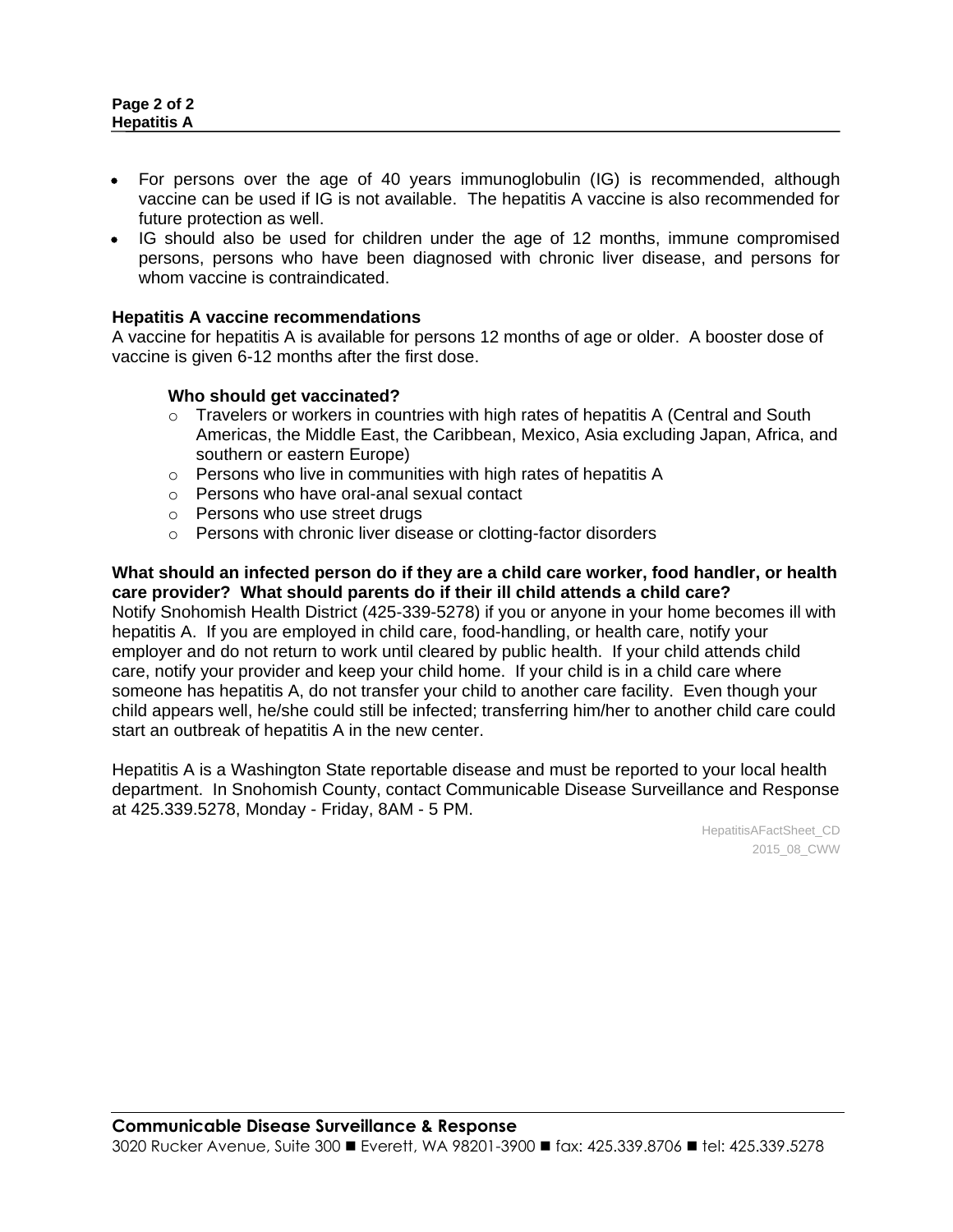- For persons over the age of 40 years immunoglobulin (IG) is recommended, although vaccine can be used if IG is not available. The hepatitis A vaccine is also recommended for future protection as well.
- IG should also be used for children under the age of 12 months, immune compromised persons, persons who have been diagnosed with chronic liver disease, and persons for whom vaccine is contraindicated.

**Hepatitis A vaccine recommendations**

A vaccine for hepatitis A is available for persons 12 months of age or older. A booster dose of vaccine is given 6-12 months after the first dose.

**Who should get vaccinated?**

- Travelers or workers in countries with high rates of hepatitis A (Central and South Americas, the Middle East, the Caribbean, Mexico, Asia excluding Japan, Africa, and southern or eastern Europe)
- Persons who live in communities with high rates of hepatitis A
- Persons who have oral-anal sexual contact
- Persons who use street drugs
- Persons with chronic liver disease or clotting-factor disorders

**What should an infected person do if they are a child care worker, food handler, or health care provider? What should parents do if their ill child attends a child care?**

Notify Snohomish Health District (425-339-5278) if you or anyone in your home becomes ill with hepatitis A. If you are employed in child care, food-handling, or health care, notify your employer and do not return to work until cleared by public health. If your child attends child care, notify your provider and keep your child home. If your child is in a child care where someone has hepatitis A, do not transfer your child to another care facility. Even though your child appears well, he/she could still be infected; transferring him/her to another child care could start an outbreak of hepatitis A in the new center.

Hepatitis A is a Washington State reportable disease and must be reported to your local health department. In Snohomish County, contact Communicable Disease Surveillance and Response at 425.339.5278, Monday - Friday, 8AM - 5 PM.

HepatitisAFactSheet_CD
2015_08_CWW

**Communicable Disease Surveillance & Response**

3020 Rucker Avenue, Suite 300 ■ Everett, WA 98201-3900 ■ fax: 425.339.8706 ■ tel: 425.339.5278